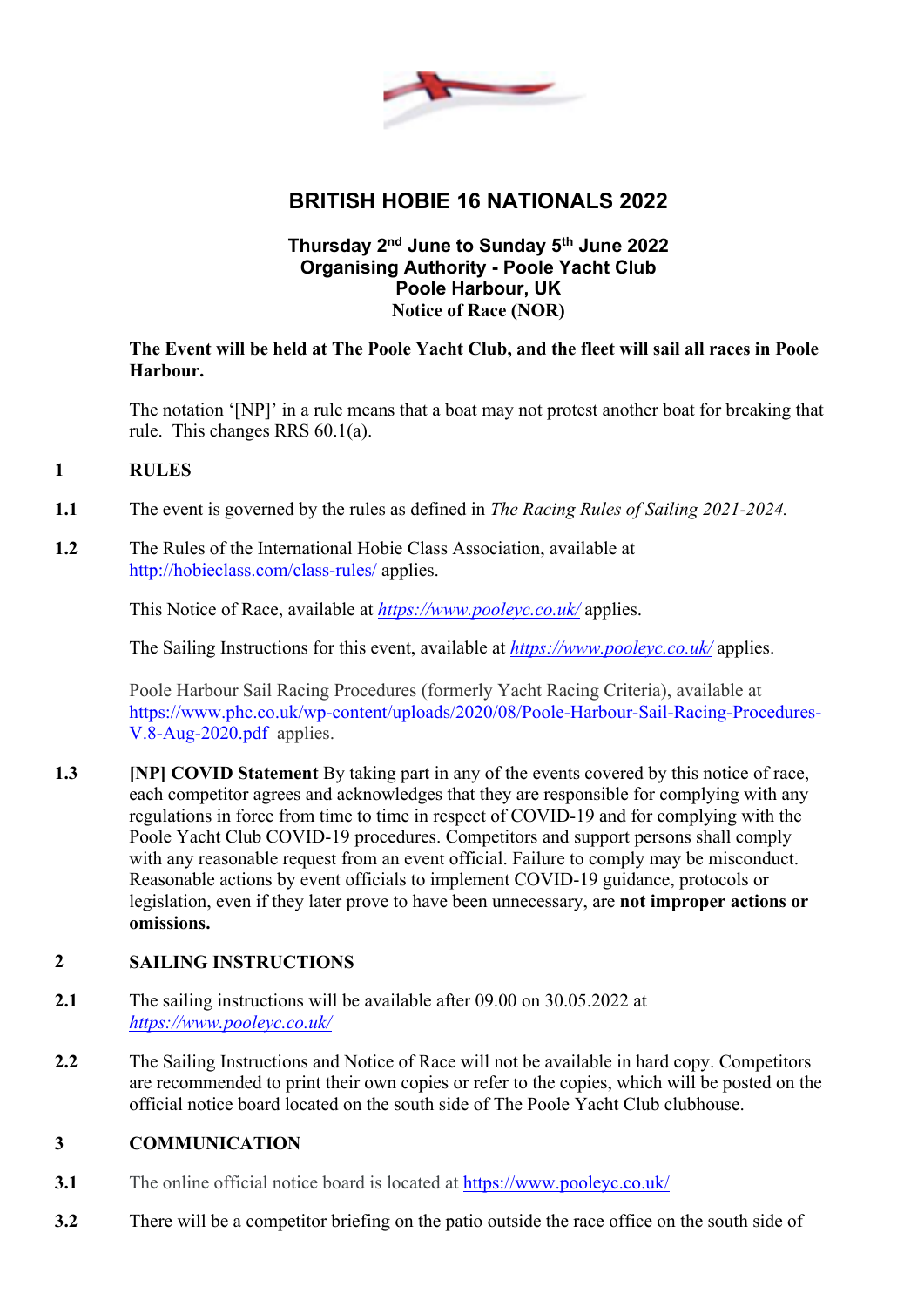# BRITISH HOBIE 16 NATIONALS 2022

**Thursday 2nd June to Sunday 5th June 2022**
**Organising Authority - Poole Yacht Club**
**Poole Harbour, UK**
**Notice of Race (NOR)**

**The Event will be held at The Poole Yacht Club, and the fleet will sail all races in Poole Harbour.**

The notation '[NP]' in a rule means that a boat may not protest another boat for breaking that rule. This changes RRS 60.1(a).

## 1 RULES

**1.1** The event is governed by the rules as defined in *The Racing Rules of Sailing 2021-2024.*

**1.2** The Rules of the International Hobie Class Association, available at http://hobieclass.com/class-rules/ applies.

This Notice of Race, available at *https://www.pooleyc.co.uk/* applies.

The Sailing Instructions for this event, available at *https://www.pooleyc.co.uk/* applies.

Poole Harbour Sail Racing Procedures (formerly Yacht Racing Criteria), available at https://www.phc.co.uk/wp-content/uploads/2020/08/Poole-Harbour-Sail-Racing-Procedures-V.8-Aug-2020.pdf applies.

**1.3** **[NP] COVID Statement** By taking part in any of the events covered by this notice of race, each competitor agrees and acknowledges that they are responsible for complying with any regulations in force from time to time in respect of COVID-19 and for complying with the Poole Yacht Club COVID-19 procedures. Competitors and support persons shall comply with any reasonable request from an event official. Failure to comply may be misconduct. Reasonable actions by event officials to implement COVID-19 guidance, protocols or legislation, even if they later prove to have been unnecessary, are **not improper actions or omissions.**

## 2 SAILING INSTRUCTIONS

**2.1** The sailing instructions will be available after 09.00 on 30.05.2022 at *https://www.pooleyc.co.uk/*

**2.2** The Sailing Instructions and Notice of Race will not be available in hard copy. Competitors are recommended to print their own copies or refer to the copies, which will be posted on the official notice board located on the south side of The Poole Yacht Club clubhouse.

## 3 COMMUNICATION

**3.1** The online official notice board is located at https://www.pooleyc.co.uk/

**3.2** There will be a competitor briefing on the patio outside the race office on the south side of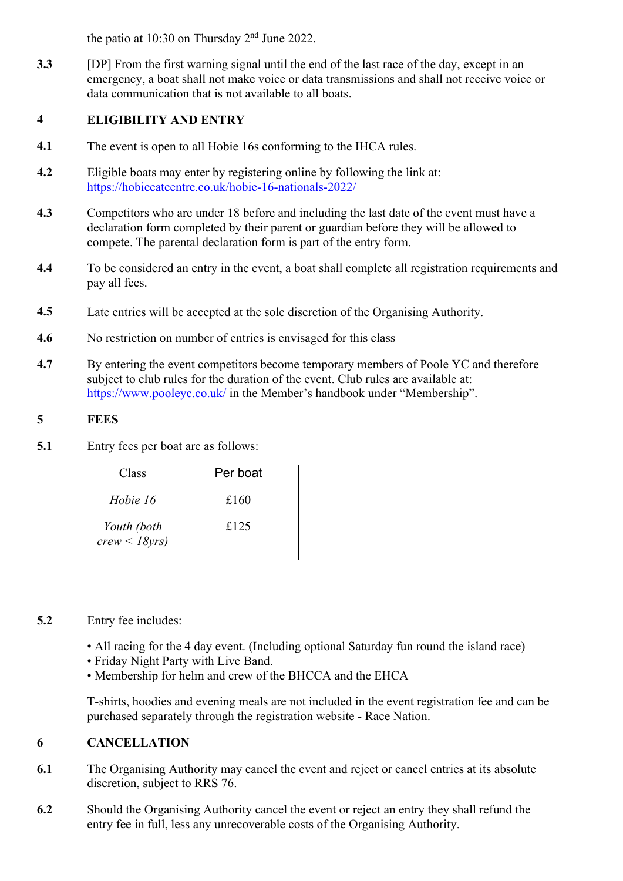the patio at 10:30 on Thursday 2nd June 2022.

**3.3** [DP] From the first warning signal until the end of the last race of the day, except in an emergency, a boat shall not make voice or data transmissions and shall not receive voice or data communication that is not available to all boats.

## 4 ELIGIBILITY AND ENTRY

**4.1** The event is open to all Hobie 16s conforming to the IHCA rules.

**4.2** Eligible boats may enter by registering online by following the link at: https://hobiecatcentre.co.uk/hobie-16-nationals-2022/

**4.3** Competitors who are under 18 before and including the last date of the event must have a declaration form completed by their parent or guardian before they will be allowed to compete. The parental declaration form is part of the entry form.

**4.4** To be considered an entry in the event, a boat shall complete all registration requirements and pay all fees.

**4.5** Late entries will be accepted at the sole discretion of the Organising Authority.

**4.6** No restriction on number of entries is envisaged for this class

**4.7** By entering the event competitors become temporary members of Poole YC and therefore subject to club rules for the duration of the event. Club rules are available at: https://www.pooleyc.co.uk/ in the Member's handbook under "Membership".

## 5 FEES

**5.1** Entry fees per boat are as follows:

| Class | Per boat |
|---|---|
| *Hobie 16* | £160 |
| *Youth (both crew < 18yrs)* | £125 |

**5.2** Entry fee includes:

- All racing for the 4 day event. (Including optional Saturday fun round the island race)
- Friday Night Party with Live Band.
- Membership for helm and crew of the BHCCA and the EHCA

T-shirts, hoodies and evening meals are not included in the event registration fee and can be purchased separately through the registration website - Race Nation.

## 6 CANCELLATION

**6.1** The Organising Authority may cancel the event and reject or cancel entries at its absolute discretion, subject to RRS 76.

**6.2** Should the Organising Authority cancel the event or reject an entry they shall refund the entry fee in full, less any unrecoverable costs of the Organising Authority.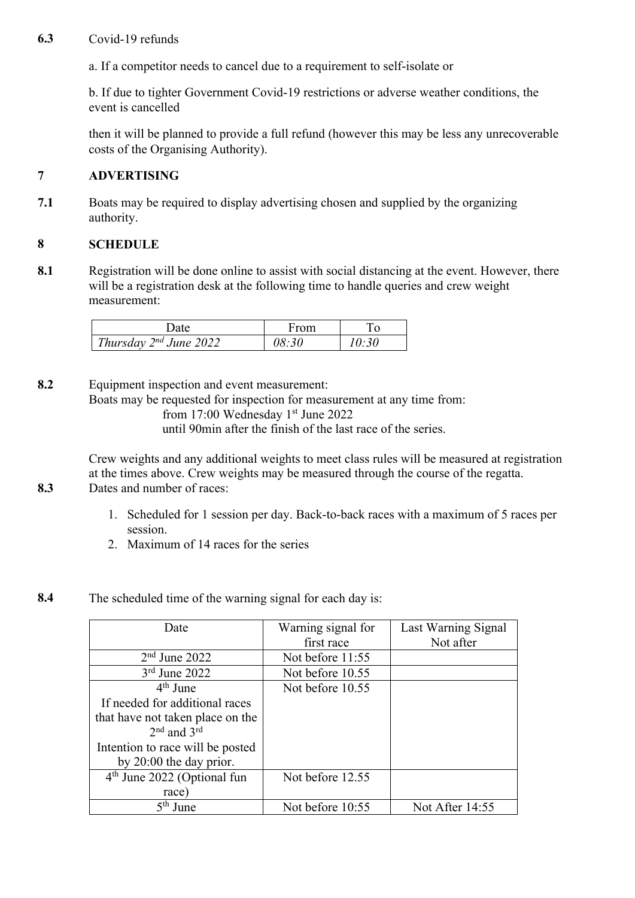**6.3** Covid-19 refunds

a. If a competitor needs to cancel due to a requirement to self-isolate or

b. If due to tighter Government Covid-19 restrictions or adverse weather conditions, the event is cancelled

then it will be planned to provide a full refund (however this may be less any unrecoverable costs of the Organising Authority).

## 7 ADVERTISING

**7.1** Boats may be required to display advertising chosen and supplied by the organizing authority.

## 8 SCHEDULE

**8.1** Registration will be done online to assist with social distancing at the event. However, there will be a registration desk at the following time to handle queries and crew weight measurement:

| Date | From | To |
|---|---|---|
| *Thursday 2nd June 2022* | *08:30* | *10:30* |

**8.2** Equipment inspection and event measurement:
Boats may be requested for inspection for measurement at any time from:
from 17:00 Wednesday 1st June 2022
until 90min after the finish of the last race of the series.

Crew weights and any additional weights to meet class rules will be measured at registration at the times above. Crew weights may be measured through the course of the regatta.

**8.3** Dates and number of races:

1. Scheduled for 1 session per day. Back-to-back races with a maximum of 5 races per session.
2. Maximum of 14 races for the series

**8.4** The scheduled time of the warning signal for each day is:

| Date | Warning signal for first race | Last Warning Signal Not after |
|---|---|---|
| 2nd June 2022 | Not before 11:55 | |
| 3rd June 2022 | Not before 10.55 | |
| 4th June<br>If needed for additional races that have not taken place on the 2nd and 3rd<br>Intention to race will be posted by 20:00 the day prior. | Not before 10.55 | |
| 4th June 2022 (Optional fun race) | Not before 12.55 | |
| 5th June | Not before 10:55 | Not After 14:55 |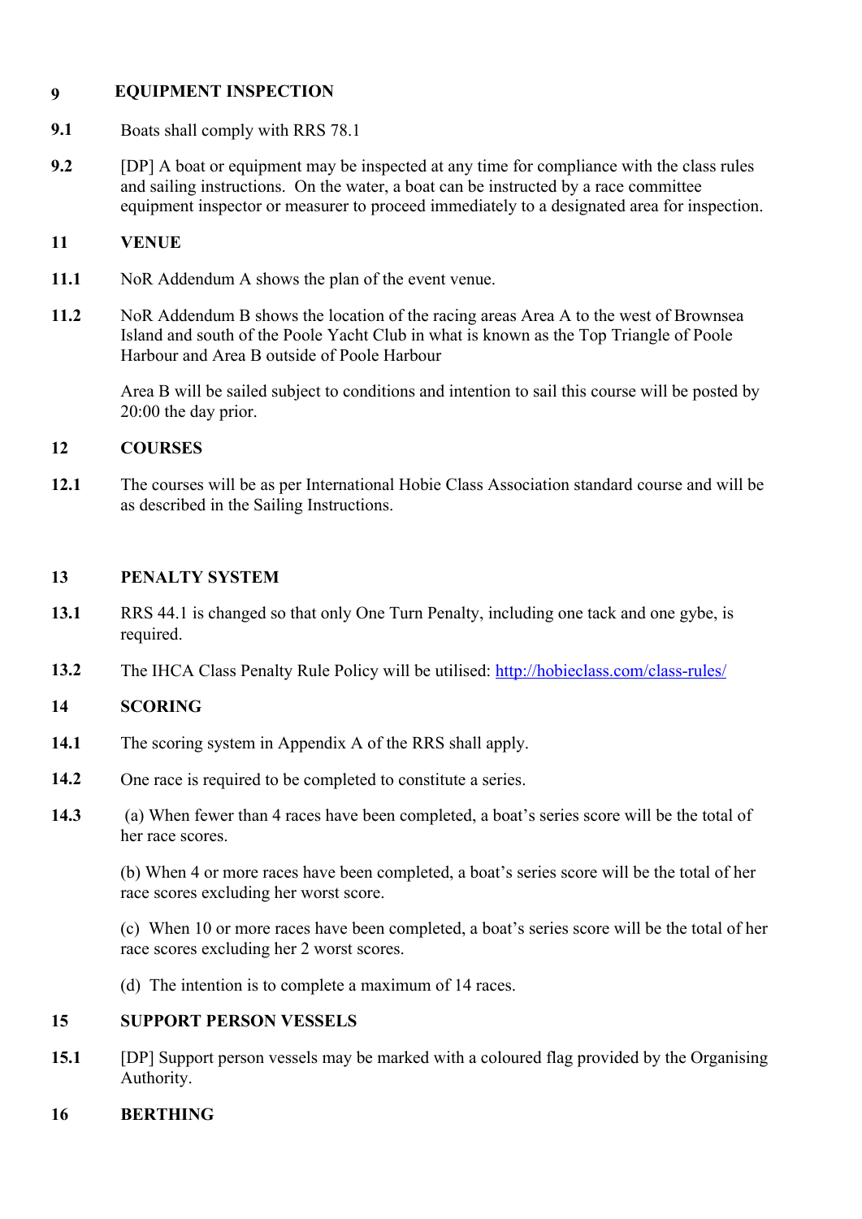## 9 EQUIPMENT INSPECTION

**9.1** Boats shall comply with RRS 78.1

**9.2** [DP] A boat or equipment may be inspected at any time for compliance with the class rules and sailing instructions. On the water, a boat can be instructed by a race committee equipment inspector or measurer to proceed immediately to a designated area for inspection.

## 11 VENUE

**11.1** NoR Addendum A shows the plan of the event venue.

**11.2** NoR Addendum B shows the location of the racing areas Area A to the west of Brownsea Island and south of the Poole Yacht Club in what is known as the Top Triangle of Poole Harbour and Area B outside of Poole Harbour

Area B will be sailed subject to conditions and intention to sail this course will be posted by 20:00 the day prior.

## 12 COURSES

**12.1** The courses will be as per International Hobie Class Association standard course and will be as described in the Sailing Instructions.

## 13 PENALTY SYSTEM

**13.1** RRS 44.1 is changed so that only One Turn Penalty, including one tack and one gybe, is required.

**13.2** The IHCA Class Penalty Rule Policy will be utilised: [http://hobieclass.com/class-rules/](http://hobieclass.com/class-rules/)

## 14 SCORING

**14.1** The scoring system in Appendix A of the RRS shall apply.

**14.2** One race is required to be completed to constitute a series.

**14.3** (a) When fewer than 4 races have been completed, a boat's series score will be the total of her race scores.

(b) When 4 or more races have been completed, a boat's series score will be the total of her race scores excluding her worst score.

(c) When 10 or more races have been completed, a boat's series score will be the total of her race scores excluding her 2 worst scores.

(d) The intention is to complete a maximum of 14 races.

## 15 SUPPORT PERSON VESSELS

**15.1** [DP] Support person vessels may be marked with a coloured flag provided by the Organising Authority.

## 16 BERTHING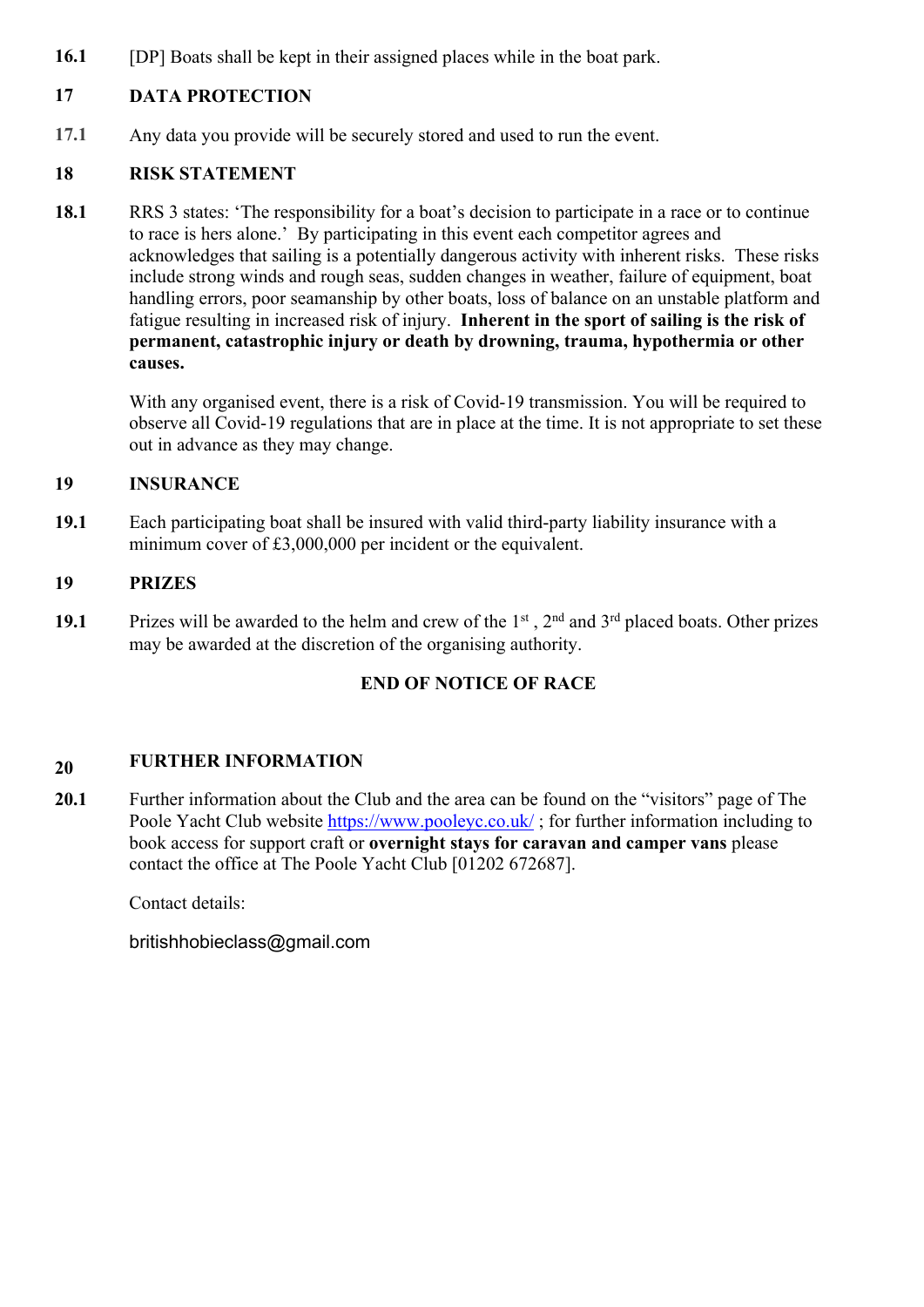**16.1** [DP] Boats shall be kept in their assigned places while in the boat park.

## 17 DATA PROTECTION

**17.1** Any data you provide will be securely stored and used to run the event.

## 18 RISK STATEMENT

**18.1** RRS 3 states: 'The responsibility for a boat's decision to participate in a race or to continue to race is hers alone.' By participating in this event each competitor agrees and acknowledges that sailing is a potentially dangerous activity with inherent risks. These risks include strong winds and rough seas, sudden changes in weather, failure of equipment, boat handling errors, poor seamanship by other boats, loss of balance on an unstable platform and fatigue resulting in increased risk of injury. **Inherent in the sport of sailing is the risk of permanent, catastrophic injury or death by drowning, trauma, hypothermia or other causes.**

With any organised event, there is a risk of Covid-19 transmission. You will be required to observe all Covid-19 regulations that are in place at the time. It is not appropriate to set these out in advance as they may change.

## 19 INSURANCE

**19.1** Each participating boat shall be insured with valid third-party liability insurance with a minimum cover of £3,000,000 per incident or the equivalent.

## 19 PRIZES

**19.1** Prizes will be awarded to the helm and crew of the 1st , 2nd and 3rd placed boats. Other prizes may be awarded at the discretion of the organising authority.

**END OF NOTICE OF RACE**

## 20 FURTHER INFORMATION

**20.1** Further information about the Club and the area can be found on the "visitors" page of The Poole Yacht Club website https://www.pooleyc.co.uk/ ; for further information including to book access for support craft or **overnight stays for caravan and camper vans** please contact the office at The Poole Yacht Club [01202 672687].

Contact details:

britishhobieclass@gmail.com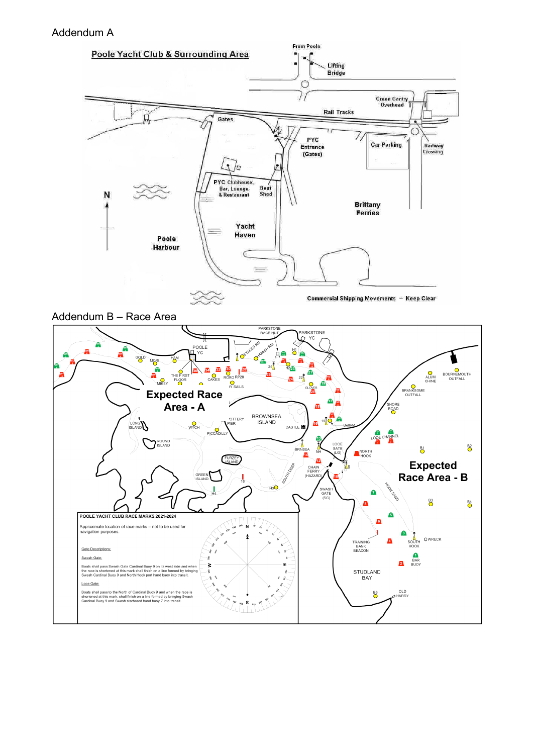Addendum A

Poole Yacht Club & Surrounding Area

From Poole

Lifting Bridge

Green Gantry Overhead

Rail Tracks

Gates

PYC Entrance (Gates)

Car Parking

Railway Crossing

PYC Clubhouse, Bar, Lounge & Restaurant

Boat Shed

N

Brittany Ferries

Yacht Haven

Poole Harbour

Commercial Shipping Movements – Keep Clear

Addendum B – Race Area

Expected Race Area - A

Expected Race Area - B

POOLE YACHT CLUB RACE MARKS 2021-2024

Approximate location of race marks – not to be used for navigation purposes.

Gate Descriptions:

Swash Gate:

Boats shall pass Swash Gate Cardinal Buoy 9 on its west side and when the race is shortened at this mark shall finish on a line formed by bringing Swash Cardinal Buoy 9 and North Hook port hand buoy into transit.

Looe Gate:

Boats shall pass to the North of Cardinal Buoy 9 and when the race is shortened at this mark, shall finish on a line formed by bringing Swash Cardinal Buoy 9 and Swash starboard hand buoy 7 into transit.